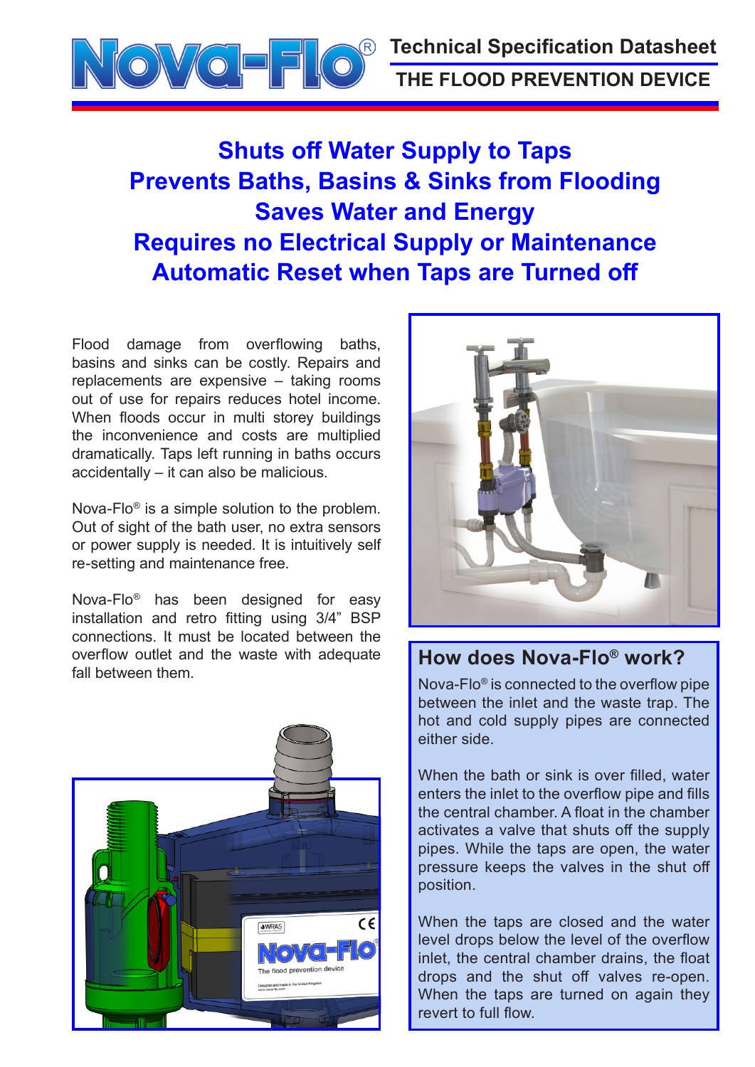# Nova-Flo®

## Technical Specification Datasheet

## THE FLOOD PREVENTION DEVICE

**Shuts off Water Supply to Taps**
**Prevents Baths, Basins & Sinks from Flooding**
**Saves Water and Energy**
**Requires no Electrical Supply or Maintenance**
**Automatic Reset when Taps are Turned off**

Flood damage from overflowing baths, basins and sinks can be costly. Repairs and replacements are expensive – taking rooms out of use for repairs reduces hotel income. When floods occur in multi storey buildings the inconvenience and costs are multiplied dramatically. Taps left running in baths occurs accidentally – it can also be malicious.

Nova-Flo® is a simple solution to the problem. Out of sight of the bath user, no extra sensors or power supply is needed. It is intuitively self re-setting and maintenance free.

Nova-Flo® has been designed for easy installation and retro fitting using 3/4" BSP connections. It must be located between the overflow outlet and the waste with adequate fall between them.

## How does Nova-Flo® work?

Nova-Flo® is connected to the overflow pipe between the inlet and the waste trap. The hot and cold supply pipes are connected either side.

When the bath or sink is over filled, water enters the inlet to the overflow pipe and fills the central chamber. A float in the chamber activates a valve that shuts off the supply pipes. While the taps are open, the water pressure keeps the valves in the shut off position.

When the taps are closed and the water level drops below the level of the overflow inlet, the central chamber drains, the float drops and the shut off valves re-open. When the taps are turned on again they revert to full flow.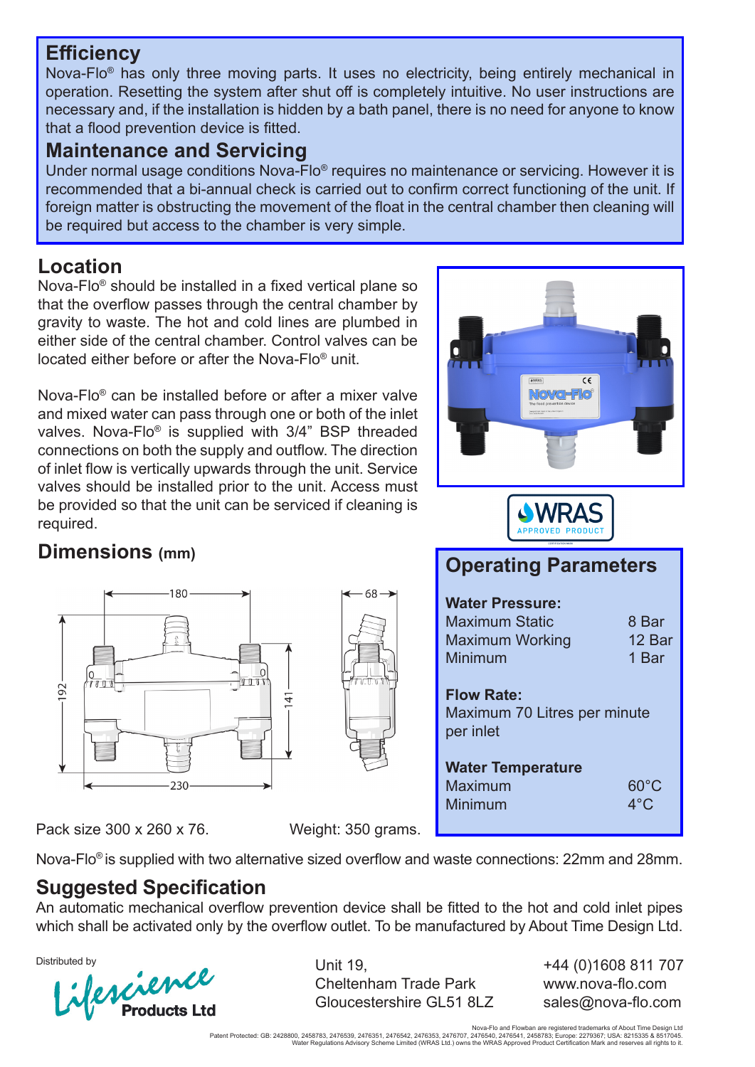## Efficiency

Nova-Flo® has only three moving parts. It uses no electricity, being entirely mechanical in operation. Resetting the system after shut off is completely intuitive. No user instructions are necessary and, if the installation is hidden by a bath panel, there is no need for anyone to know that a flood prevention device is fitted.

## Maintenance and Servicing

Under normal usage conditions Nova-Flo® requires no maintenance or servicing. However it is recommended that a bi-annual check is carried out to confirm correct functioning of the unit. If foreign matter is obstructing the movement of the float in the central chamber then cleaning will be required but access to the chamber is very simple.

## Location

Nova-Flo® should be installed in a fixed vertical plane so that the overflow passes through the central chamber by gravity to waste. The hot and cold lines are plumbed in either side of the central chamber. Control valves can be located either before or after the Nova-Flo® unit.

Nova-Flo® can be installed before or after a mixer valve and mixed water can pass through one or both of the inlet valves. Nova-Flo® is supplied with 3/4" BSP threaded connections on both the supply and outflow. The direction of inlet flow is vertically upwards through the unit. Service valves should be installed prior to the unit. Access must be provided so that the unit can be serviced if cleaning is required.

WRAS APPROVED PRODUCT

## Dimensions (mm)

180
68
192
141
230

Pack size 300 x 260 x 76.

Weight: 350 grams.

## Operating Parameters

**Water Pressure:**

| | |
|---|---|
| Maximum Static | 8 Bar |
| Maximum Working | 12 Bar |
| Minimum | 1 Bar |

**Flow Rate:**
Maximum 70 Litres per minute per inlet

**Water Temperature**

| | |
|---|---|
| Maximum | 60°C |
| Minimum | 4°C |

Nova-Flo® is supplied with two alternative sized overflow and waste connections: 22mm and 28mm.

## Suggested Specification

An automatic mechanical overflow prevention device shall be fitted to the hot and cold inlet pipes which shall be activated only by the overflow outlet. To be manufactured by About Time Design Ltd.

Distributed by Lifescience Products Ltd

Unit 19,
Cheltenham Trade Park
Gloucestershire GL51 8LZ

+44 (0)1608 811 707
www.nova-flo.com
sales@nova-flo.com

Nova-Flo and Flowban are registered trademarks of About Time Design Ltd
Patent Protected: GB: 2428800, 2458783, 2476539, 2476351, 2476542, 2476353, 2476707, 2476540, 2476541, 2458783; Europe: 2279367; USA: 8215335 & 8517045.
Water Regulations Advisory Scheme Limited (WRAS Ltd.) owns the WRAS Approved Product Certification Mark and reserves all rights to it.